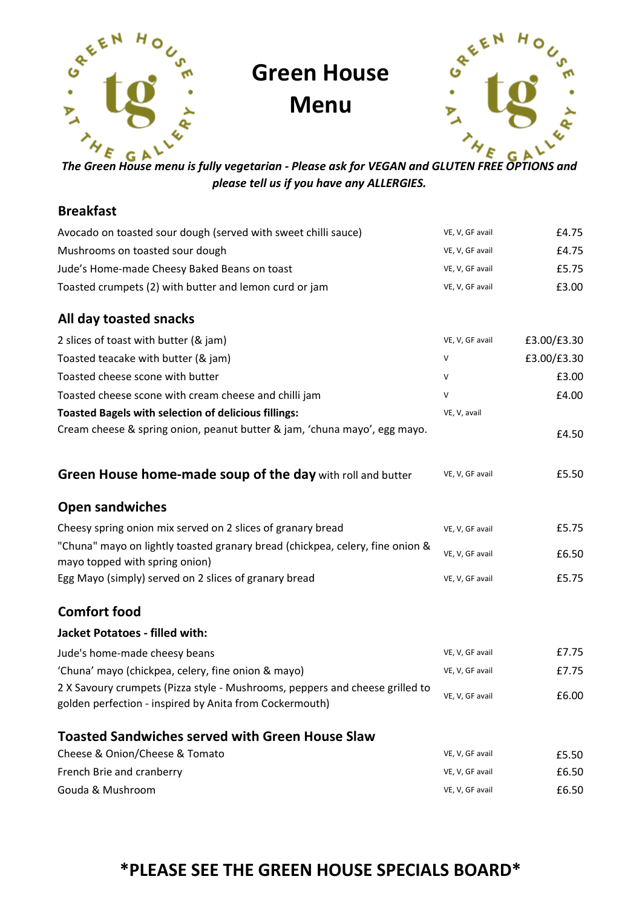# Green House Menu

***The Green House menu is fully vegetarian - Please ask for VEGAN and GLUTEN FREE OPTIONS and please tell us if you have any ALLERGIES.***

## Breakfast

| | | |
|---|---|---|
| Avocado on toasted sour dough (served with sweet chilli sauce) | VE, V, GF avail | £4.75 |
| Mushrooms on toasted sour dough | VE, V, GF avail | £4.75 |
| Jude's Home-made Cheesy Baked Beans on toast | VE, V, GF avail | £5.75 |
| Toasted crumpets (2) with butter and lemon curd or jam | VE, V, GF avail | £3.00 |

## All day toasted snacks

| | | |
|---|---|---|
| 2 slices of toast with butter (& jam) | VE, V, GF avail | £3.00/£3.30 |
| Toasted teacake with butter (& jam) | V | £3.00/£3.30 |
| Toasted cheese scone with butter | V | £3.00 |
| Toasted cheese scone with cream cheese and chilli jam | V | £4.00 |
| **Toasted Bagels with selection of delicious fillings:** | VE, V, avail | |
| Cream cheese & spring onion, peanut butter & jam, 'chuna mayo', egg mayo. | | £4.50 |

## Green House home-made soup of the day with roll and butter

| | | |
|---|---|---|
| Green House home-made soup of the day with roll and butter | VE, V, GF avail | £5.50 |

## Open sandwiches

| | | |
|---|---|---|
| Cheesy spring onion mix served on 2 slices of granary bread | VE, V, GF avail | £5.75 |
| "Chuna" mayo on lightly toasted granary bread (chickpea, celery, fine onion & mayo topped with spring onion) | VE, V, GF avail | £6.50 |
| Egg Mayo (simply) served on 2 slices of granary bread | VE, V, GF avail | £5.75 |

## Comfort food

### Jacket Potatoes - filled with:

| | | |
|---|---|---|
| Jude's home-made cheesy beans | VE, V, GF avail | £7.75 |
| 'Chuna' mayo (chickpea, celery, fine onion & mayo) | VE, V, GF avail | £7.75 |
| 2 X Savoury crumpets (Pizza style - Mushrooms, peppers and cheese grilled to golden perfection - inspired by Anita from Cockermouth) | VE, V, GF avail | £6.00 |

## Toasted Sandwiches served with Green House Slaw

| | | |
|---|---|---|
| Cheese & Onion/Cheese & Tomato | VE, V, GF avail | £5.50 |
| French Brie and cranberry | VE, V, GF avail | £6.50 |
| Gouda & Mushroom | VE, V, GF avail | £6.50 |

## *PLEASE SEE THE GREEN HOUSE SPECIALS BOARD*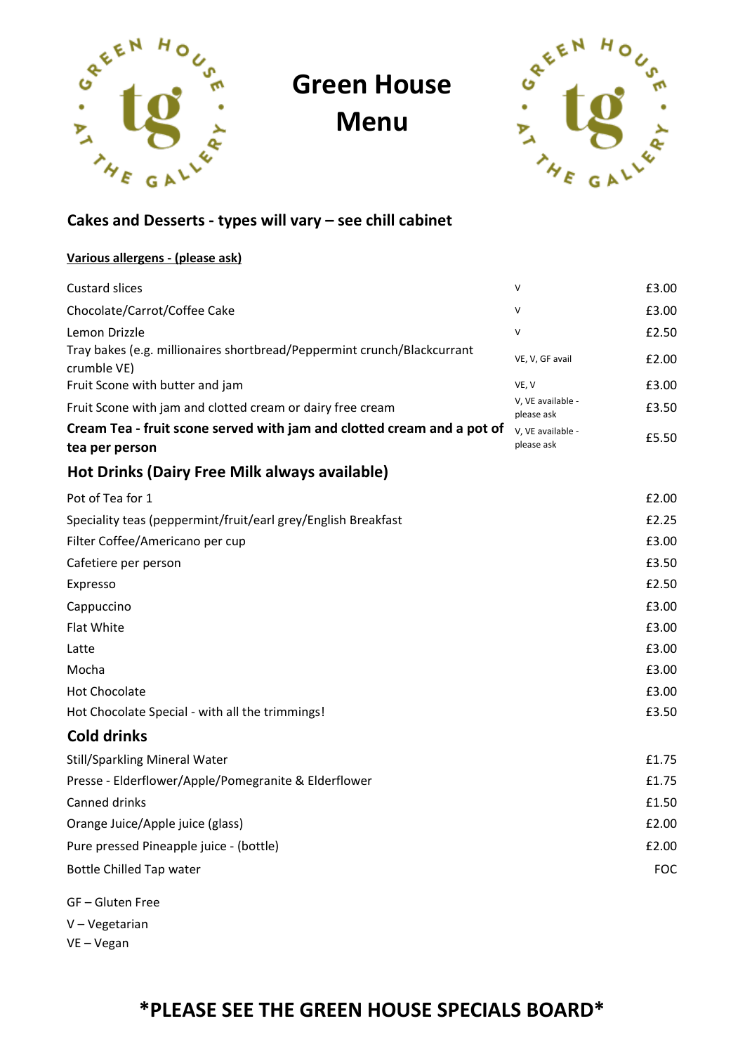# Green House Menu

## Cakes and Desserts - types will vary – see chill cabinet

**Various allergens - (please ask)**

| | | |
|---|---|---|
| Custard slices | V | £3.00 |
| Chocolate/Carrot/Coffee Cake | V | £3.00 |
| Lemon Drizzle | V | £2.50 |
| Tray bakes (e.g. millionaires shortbread/Peppermint crunch/Blackcurrant crumble VE) | VE, V, GF avail | £2.00 |
| Fruit Scone with butter and jam | VE, V | £3.00 |
| Fruit Scone with jam and clotted cream or dairy free cream | V, VE available - please ask | £3.50 |
| **Cream Tea - fruit scone served with jam and clotted cream and a pot of tea per person** | V, VE available - please ask | £5.50 |

## Hot Drinks (Dairy Free Milk always available)

| | |
|---|---|
| Pot of Tea for 1 | £2.00 |
| Speciality teas (peppermint/fruit/earl grey/English Breakfast | £2.25 |
| Filter Coffee/Americano per cup | £3.00 |
| Cafetiere per person | £3.50 |
| Expresso | £2.50 |
| Cappuccino | £3.00 |
| Flat White | £3.00 |
| Latte | £3.00 |
| Mocha | £3.00 |
| Hot Chocolate | £3.00 |
| Hot Chocolate Special - with all the trimmings! | £3.50 |

## Cold drinks

| | |
|---|---|
| Still/Sparkling Mineral Water | £1.75 |
| Presse - Elderflower/Apple/Pomegranite & Elderflower | £1.75 |
| Canned drinks | £1.50 |
| Orange Juice/Apple juice (glass) | £2.00 |
| Pure pressed Pineapple juice - (bottle) | £2.00 |
| Bottle Chilled Tap water | FOC |

GF – Gluten Free

V – Vegetarian

VE – Vegan

## *PLEASE SEE THE GREEN HOUSE SPECIALS BOARD*